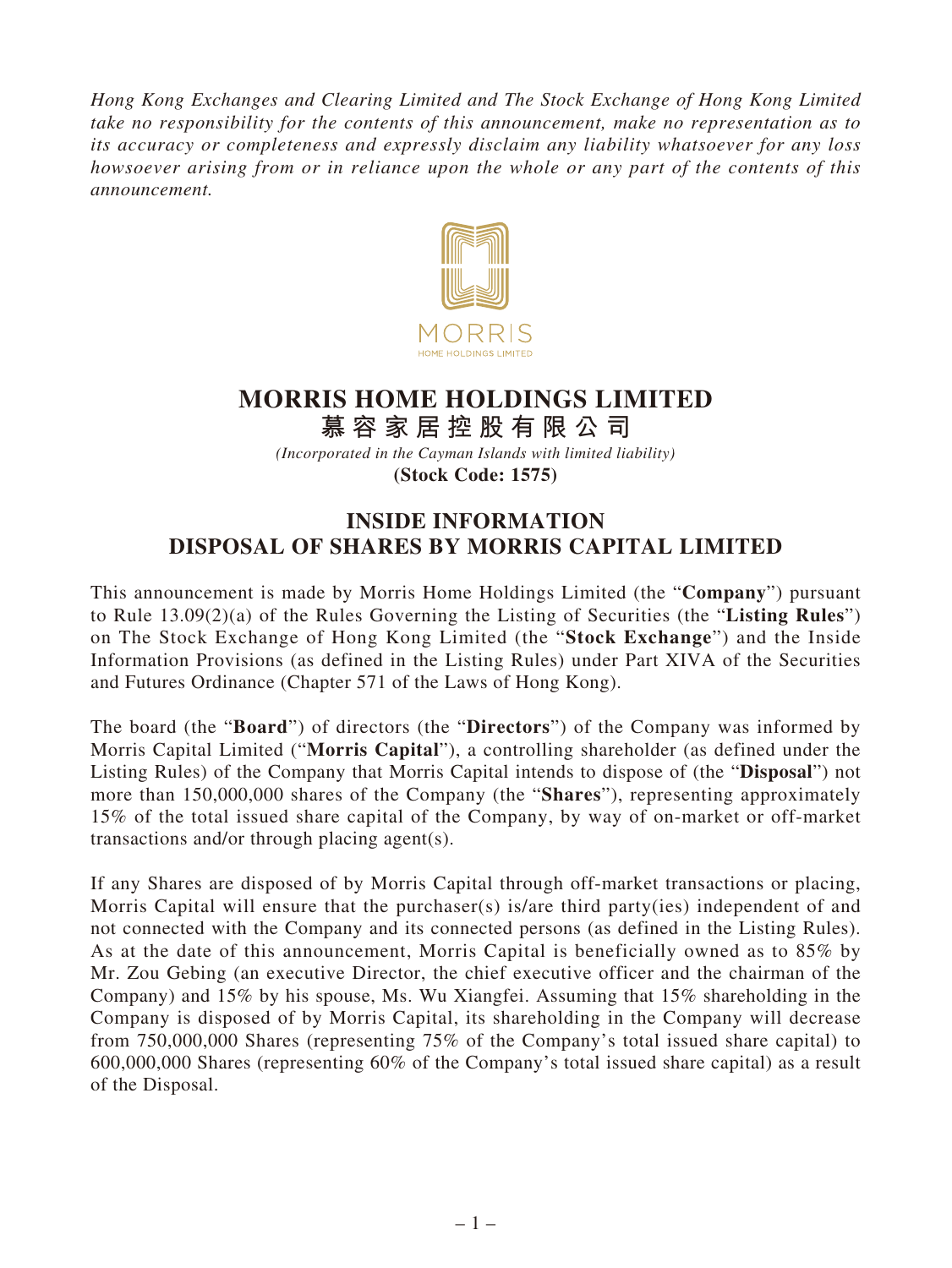*Hong Kong Exchanges and Clearing Limited and The Stock Exchange of Hong Kong Limited take no responsibility for the contents of this announcement, make no representation as to its accuracy or completeness and expressly disclaim any liability whatsoever for any loss howsoever arising from or in reliance upon the whole or any part of the contents of this announcement.*

# MORRIS HOME HOLDINGS LIMITED
# 慕容家居控股有限公司

*(Incorporated in the Cayman Islands with limited liability)*

**(Stock Code: 1575)**

## INSIDE INFORMATION
## DISPOSAL OF SHARES BY MORRIS CAPITAL LIMITED

This announcement is made by Morris Home Holdings Limited (the "**Company**") pursuant to Rule 13.09(2)(a) of the Rules Governing the Listing of Securities (the "**Listing Rules**") on The Stock Exchange of Hong Kong Limited (the "**Stock Exchange**") and the Inside Information Provisions (as defined in the Listing Rules) under Part XIVA of the Securities and Futures Ordinance (Chapter 571 of the Laws of Hong Kong).

The board (the "**Board**") of directors (the "**Directors**") of the Company was informed by Morris Capital Limited ("**Morris Capital**"), a controlling shareholder (as defined under the Listing Rules) of the Company that Morris Capital intends to dispose of (the "**Disposal**") not more than 150,000,000 shares of the Company (the "**Shares**"), representing approximately 15% of the total issued share capital of the Company, by way of on-market or off-market transactions and/or through placing agent(s).

If any Shares are disposed of by Morris Capital through off-market transactions or placing, Morris Capital will ensure that the purchaser(s) is/are third party(ies) independent of and not connected with the Company and its connected persons (as defined in the Listing Rules). As at the date of this announcement, Morris Capital is beneficially owned as to 85% by Mr. Zou Gebing (an executive Director, the chief executive officer and the chairman of the Company) and 15% by his spouse, Ms. Wu Xiangfei. Assuming that 15% shareholding in the Company is disposed of by Morris Capital, its shareholding in the Company will decrease from 750,000,000 Shares (representing 75% of the Company's total issued share capital) to 600,000,000 Shares (representing 60% of the Company's total issued share capital) as a result of the Disposal.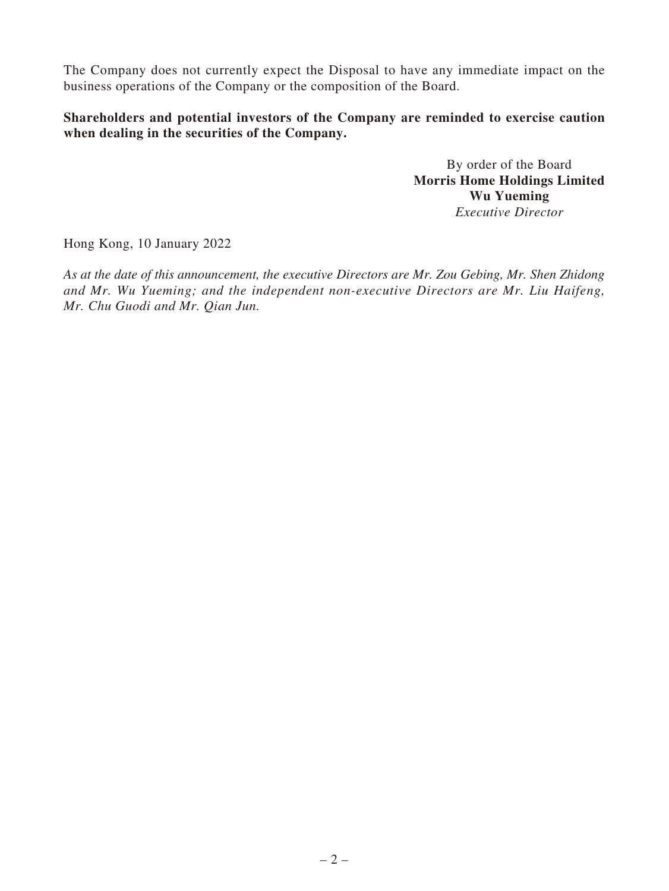The Company does not currently expect the Disposal to have any immediate impact on the business operations of the Company or the composition of the Board.

**Shareholders and potential investors of the Company are reminded to exercise caution when dealing in the securities of the Company.**

By order of the Board  
**Morris Home Holdings Limited**  
**Wu Yueming**  
*Executive Director*

Hong Kong, 10 January 2022

*As at the date of this announcement, the executive Directors are Mr. Zou Gebing, Mr. Shen Zhidong and Mr. Wu Yueming; and the independent non-executive Directors are Mr. Liu Haifeng, Mr. Chu Guodi and Mr. Qian Jun.*